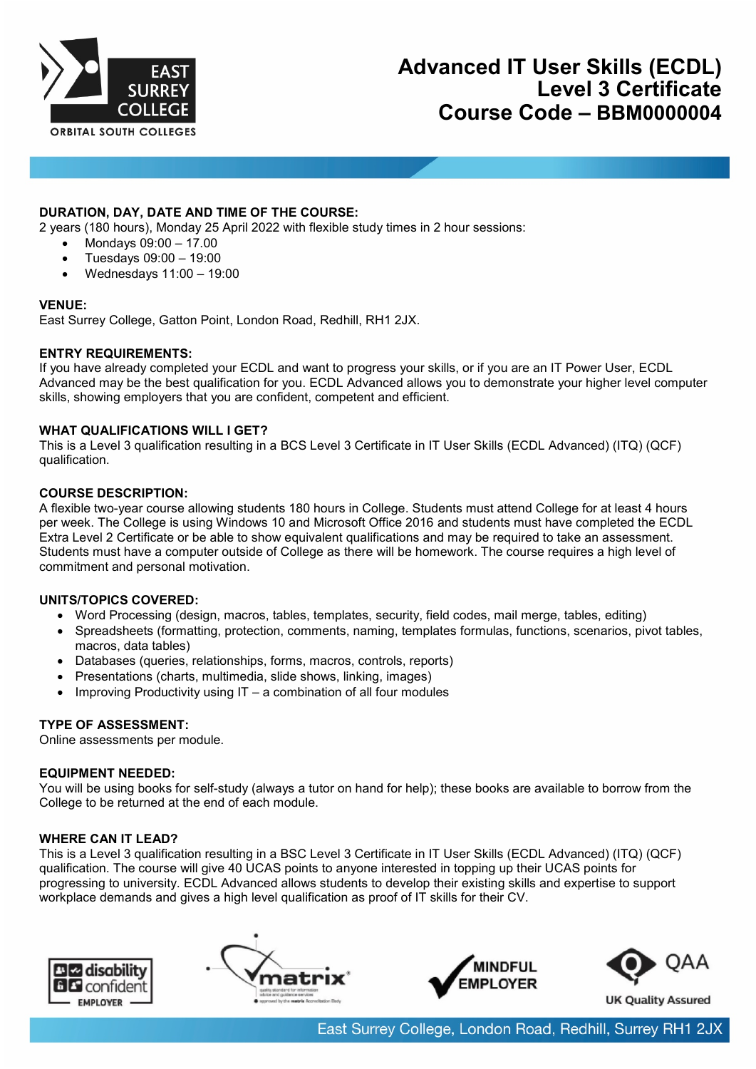# Advanced IT User Skills (ECDL) Level 3 Certificate Course Code – BBM0000004

**DURATION, DAY, DATE AND TIME OF THE COURSE:**

2 years (180 hours), Monday 25 April 2022 with flexible study times in 2 hour sessions:

- Mondays 09:00 – 17.00
- Tuesdays 09:00 – 19:00
- Wednesdays 11:00 – 19:00

**VENUE:**

East Surrey College, Gatton Point, London Road, Redhill, RH1 2JX.

**ENTRY REQUIREMENTS:**

If you have already completed your ECDL and want to progress your skills, or if you are an IT Power User, ECDL Advanced may be the best qualification for you. ECDL Advanced allows you to demonstrate your higher level computer skills, showing employers that you are confident, competent and efficient.

**WHAT QUALIFICATIONS WILL I GET?**

This is a Level 3 qualification resulting in a BCS Level 3 Certificate in IT User Skills (ECDL Advanced) (ITQ) (QCF) qualification.

**COURSE DESCRIPTION:**

A flexible two-year course allowing students 180 hours in College. Students must attend College for at least 4 hours per week. The College is using Windows 10 and Microsoft Office 2016 and students must have completed the ECDL Extra Level 2 Certificate or be able to show equivalent qualifications and may be required to take an assessment. Students must have a computer outside of College as there will be homework. The course requires a high level of commitment and personal motivation.

**UNITS/TOPICS COVERED:**

- Word Processing (design, macros, tables, templates, security, field codes, mail merge, tables, editing)
- Spreadsheets (formatting, protection, comments, naming, templates formulas, functions, scenarios, pivot tables, macros, data tables)
- Databases (queries, relationships, forms, macros, controls, reports)
- Presentations (charts, multimedia, slide shows, linking, images)
- Improving Productivity using IT – a combination of all four modules

**TYPE OF ASSESSMENT:**

Online assessments per module.

**EQUIPMENT NEEDED:**

You will be using books for self-study (always a tutor on hand for help); these books are available to borrow from the College to be returned at the end of each module.

**WHERE CAN IT LEAD?**

This is a Level 3 qualification resulting in a BSC Level 3 Certificate in IT User Skills (ECDL Advanced) (ITQ) (QCF) qualification. The course will give 40 UCAS points to anyone interested in topping up their UCAS points for progressing to university. ECDL Advanced allows students to develop their existing skills and expertise to support workplace demands and gives a high level qualification as proof of IT skills for their CV.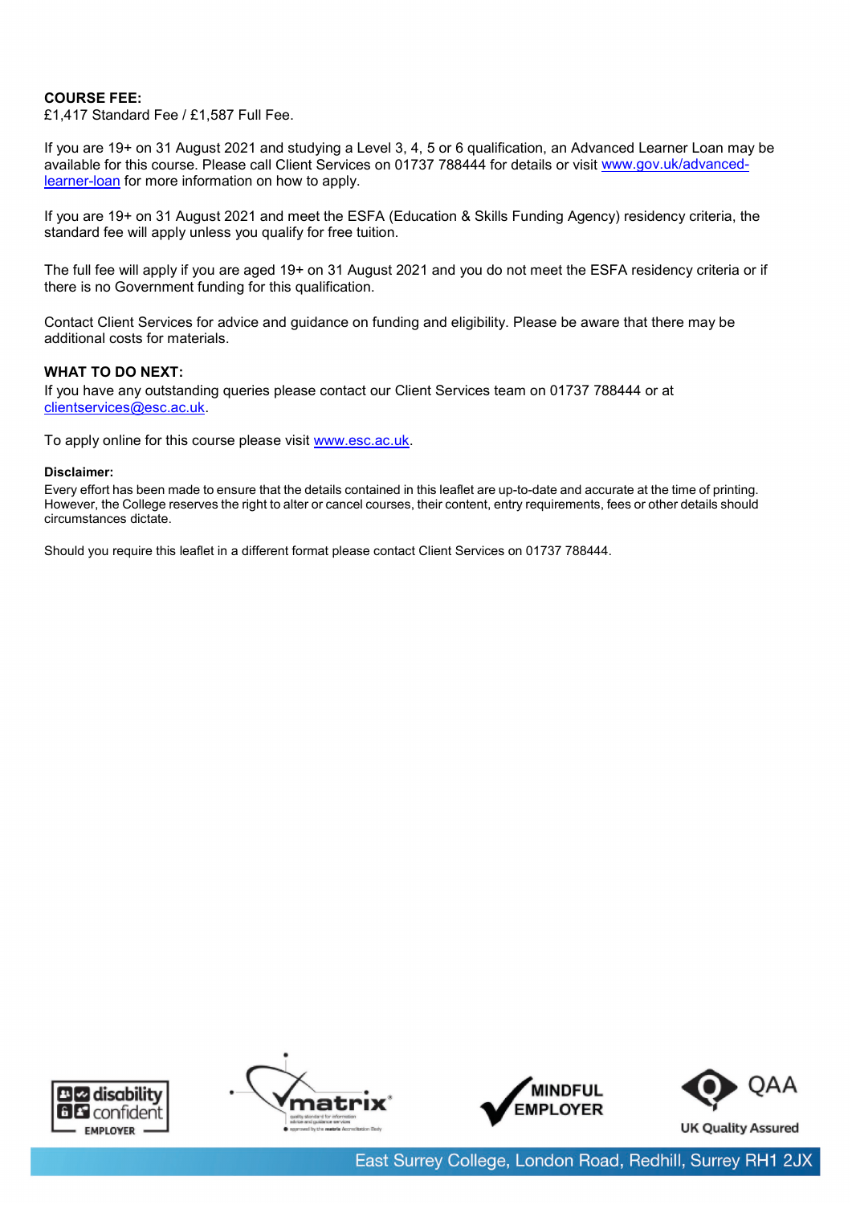**COURSE FEE:**
£1,417 Standard Fee / £1,587 Full Fee.

If you are 19+ on 31 August 2021 and studying a Level 3, 4, 5 or 6 qualification, an Advanced Learner Loan may be available for this course. Please call Client Services on 01737 788444 for details or visit www.gov.uk/advanced-learner-loan for more information on how to apply.

If you are 19+ on 31 August 2021 and meet the ESFA (Education & Skills Funding Agency) residency criteria, the standard fee will apply unless you qualify for free tuition.

The full fee will apply if you are aged 19+ on 31 August 2021 and you do not meet the ESFA residency criteria or if there is no Government funding for this qualification.

Contact Client Services for advice and guidance on funding and eligibility. Please be aware that there may be additional costs for materials.

**WHAT TO DO NEXT:**
If you have any outstanding queries please contact our Client Services team on 01737 788444 or at clientservices@esc.ac.uk.

To apply online for this course please visit www.esc.ac.uk.

**Disclaimer:**
Every effort has been made to ensure that the details contained in this leaflet are up-to-date and accurate at the time of printing. However, the College reserves the right to alter or cancel courses, their content, entry requirements, fees or other details should circumstances dictate.

Should you require this leaflet in a different format please contact Client Services on 01737 788444.

East Surrey College, London Road, Redhill, Surrey RH1 2JX